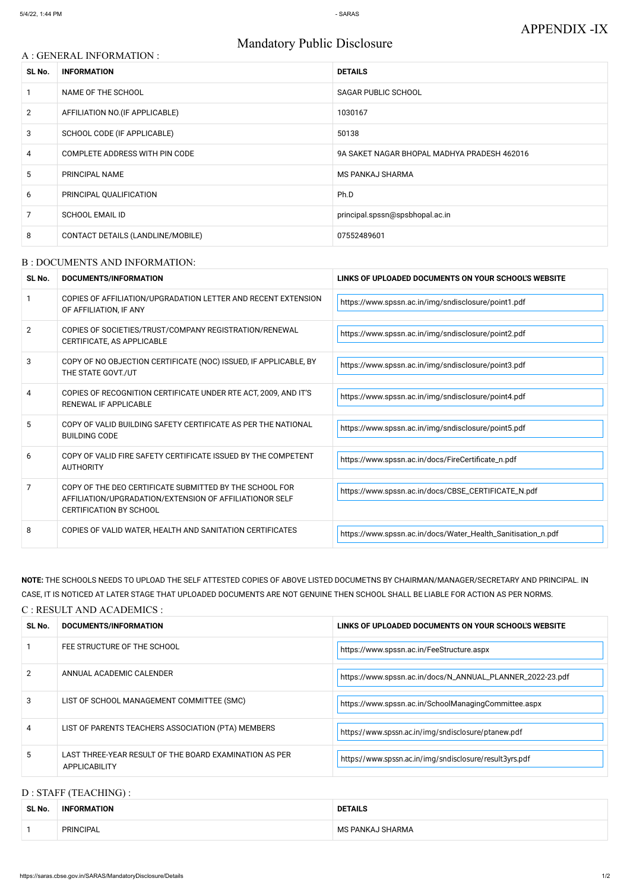APPENDIX -IX

# Mandatory Public Disclosure

## A : GENERAL INFORMATION :

| SL No. | INFORMATION | DETAILS |
|---|---|---|
| 1 | NAME OF THE SCHOOL | SAGAR PUBLIC SCHOOL |
| 2 | AFFILIATION NO.(IF APPLICABLE) | 1030167 |
| 3 | SCHOOL CODE (IF APPLICABLE) | 50138 |
| 4 | COMPLETE ADDRESS WITH PIN CODE | 9A SAKET NAGAR BHOPAL MADHYA PRADESH 462016 |
| 5 | PRINCIPAL NAME | MS PANKAJ SHARMA |
| 6 | PRINCIPAL QUALIFICATION | Ph.D |
| 7 | SCHOOL EMAIL ID | principal.spssn@spsbhopal.ac.in |
| 8 | CONTACT DETAILS (LANDLINE/MOBILE) | 07552489601 |

## B : DOCUMENTS AND INFORMATION:

| SL No. | DOCUMENTS/INFORMATION | LINKS OF UPLOADED DOCUMENTS ON YOUR SCHOOL'S WEBSITE |
|---|---|---|
| 1 | COPIES OF AFFILIATION/UPGRADATION LETTER AND RECENT EXTENSION OF AFFILIATION, IF ANY | https://www.spssn.ac.in/img/sndisclosure/point1.pdf |
| 2 | COPIES OF SOCIETIES/TRUST/COMPANY REGISTRATION/RENEWAL CERTIFICATE, AS APPLICABLE | https://www.spssn.ac.in/img/sndisclosure/point2.pdf |
| 3 | COPY OF NO OBJECTION CERTIFICATE (NOC) ISSUED, IF APPLICABLE, BY THE STATE GOVT./UT | https://www.spssn.ac.in/img/sndisclosure/point3.pdf |
| 4 | COPIES OF RECOGNITION CERTIFICATE UNDER RTE ACT, 2009, AND IT'S RENEWAL IF APPLICABLE | https://www.spssn.ac.in/img/sndisclosure/point4.pdf |
| 5 | COPY OF VALID BUILDING SAFETY CERTIFICATE AS PER THE NATIONAL BUILDING CODE | https://www.spssn.ac.in/img/sndisclosure/point5.pdf |
| 6 | COPY OF VALID FIRE SAFETY CERTIFICATE ISSUED BY THE COMPETENT AUTHORITY | https://www.spssn.ac.in/docs/FireCertificate_n.pdf |
| 7 | COPY OF THE DEO CERTIFICATE SUBMITTED BY THE SCHOOL FOR AFFILIATION/UPGRADATION/EXTENSION OF AFFILIATIONOR SELF CERTIFICATION BY SCHOOL | https://www.spssn.ac.in/docs/CBSE_CERTIFICATE_N.pdf |
| 8 | COPIES OF VALID WATER, HEALTH AND SANITATION CERTIFICATES | https://www.spssn.ac.in/docs/Water_Health_Sanitisation_n.pdf |

**NOTE:** THE SCHOOLS NEEDS TO UPLOAD THE SELF ATTESTED COPIES OF ABOVE LISTED DOCUMETNS BY CHAIRMAN/MANAGER/SECRETARY AND PRINCIPAL. IN CASE, IT IS NOTICED AT LATER STAGE THAT UPLOADED DOCUMENTS ARE NOT GENUINE THEN SCHOOL SHALL BE LIABLE FOR ACTION AS PER NORMS.

## C : RESULT AND ACADEMICS :

| SL No. | DOCUMENTS/INFORMATION | LINKS OF UPLOADED DOCUMENTS ON YOUR SCHOOL'S WEBSITE |
|---|---|---|
| 1 | FEE STRUCTURE OF THE SCHOOL | https://www.spssn.ac.in/FeeStructure.aspx |
| 2 | ANNUAL ACADEMIC CALENDER | https://www.spssn.ac.in/docs/N_ANNUAL_PLANNER_2022-23.pdf |
| 3 | LIST OF SCHOOL MANAGEMENT COMMITTEE (SMC) | https://www.spssn.ac.in/SchoolManagingCommittee.aspx |
| 4 | LIST OF PARENTS TEACHERS ASSOCIATION (PTA) MEMBERS | https://www.spssn.ac.in/img/sndisclosure/ptanew.pdf |
| 5 | LAST THREE-YEAR RESULT OF THE BOARD EXAMINATION AS PER APPLICABILITY | https://www.spssn.ac.in/img/sndisclosure/result3yrs.pdf |

## D : STAFF (TEACHING) :

| SL No. | INFORMATION | DETAILS |
|---|---|---|
| 1 | PRINCIPAL | MS PANKAJ SHARMA |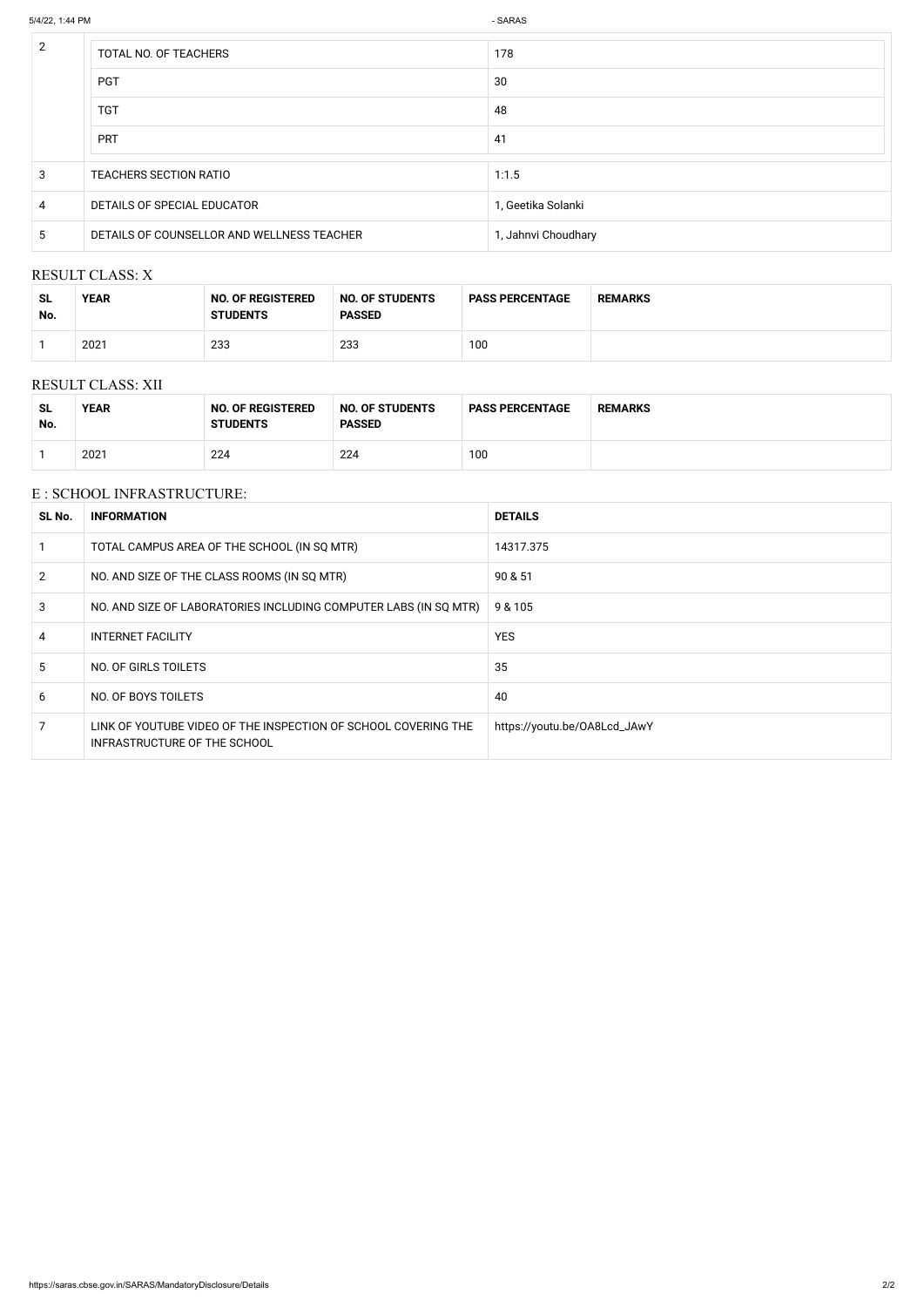| | | |
|---|---|---|
| 2 | TOTAL NO. OF TEACHERS | 178 |
| | PGT | 30 |
| | TGT | 48 |
| | PRT | 41 |
| 3 | TEACHERS SECTION RATIO | 1:1.5 |
| 4 | DETAILS OF SPECIAL EDUCATOR | 1, Geetika Solanki |
| 5 | DETAILS OF COUNSELLOR AND WELLNESS TEACHER | 1, Jahnvi Choudhary |

## RESULT CLASS: X

| SL No. | YEAR | NO. OF REGISTERED STUDENTS | NO. OF STUDENTS PASSED | PASS PERCENTAGE | REMARKS |
|---|---|---|---|---|---|
| 1 | 2021 | 233 | 233 | 100 | |

## RESULT CLASS: XII

| SL No. | YEAR | NO. OF REGISTERED STUDENTS | NO. OF STUDENTS PASSED | PASS PERCENTAGE | REMARKS |
|---|---|---|---|---|---|
| 1 | 2021 | 224 | 224 | 100 | |

## E : SCHOOL INFRASTRUCTURE:

| SL No. | INFORMATION | DETAILS |
|---|---|---|
| 1 | TOTAL CAMPUS AREA OF THE SCHOOL (IN SQ MTR) | 14317.375 |
| 2 | NO. AND SIZE OF THE CLASS ROOMS (IN SQ MTR) | 90 & 51 |
| 3 | NO. AND SIZE OF LABORATORIES INCLUDING COMPUTER LABS (IN SQ MTR) | 9 & 105 |
| 4 | INTERNET FACILITY | YES |
| 5 | NO. OF GIRLS TOILETS | 35 |
| 6 | NO. OF BOYS TOILETS | 40 |
| 7 | LINK OF YOUTUBE VIDEO OF THE INSPECTION OF SCHOOL COVERING THE INFRASTRUCTURE OF THE SCHOOL | https://youtu.be/OA8Lcd_JAwY |